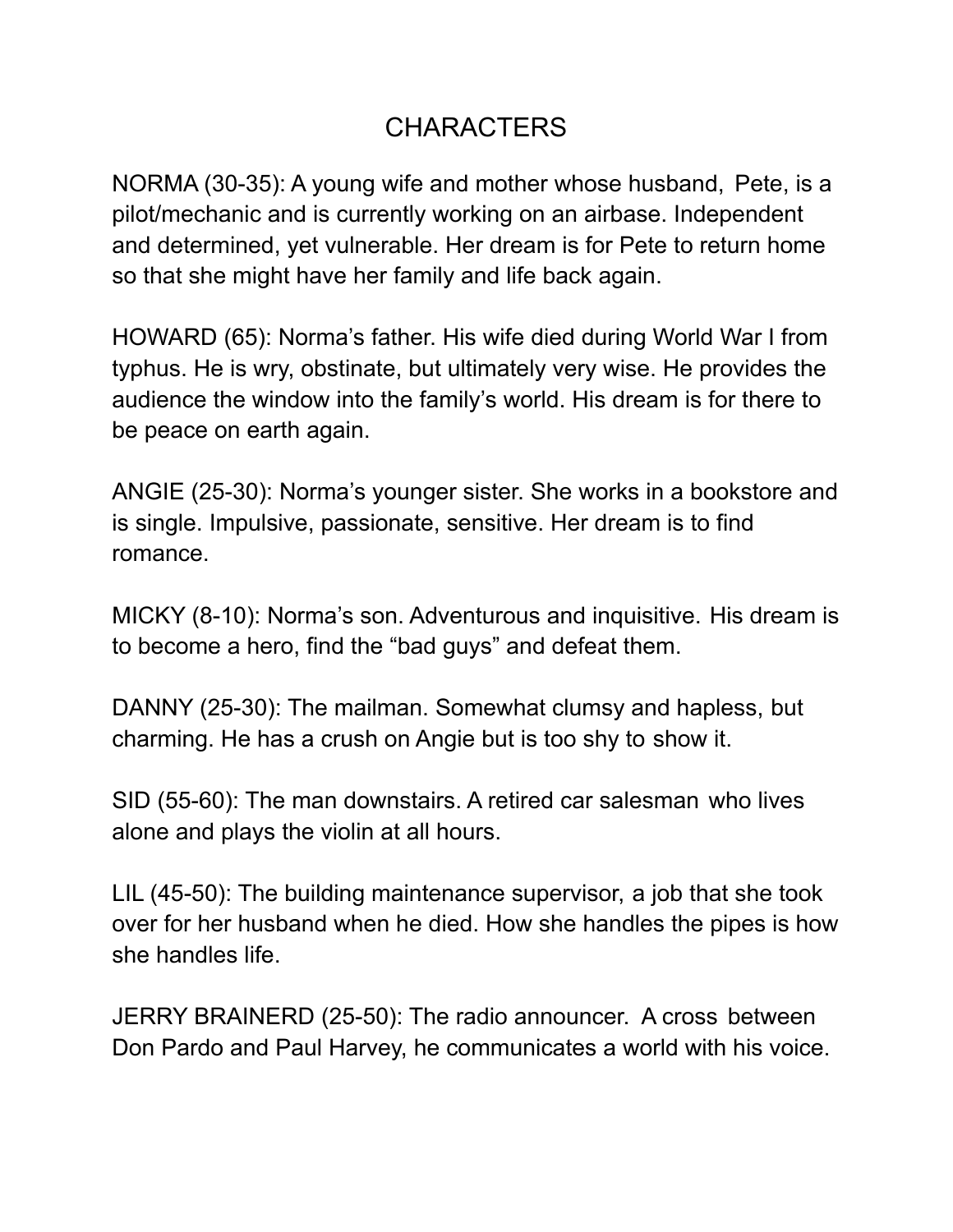# CHARACTERS

NORMA (30-35): A young wife and mother whose husband, Pete, is a pilot/mechanic and is currently working on an airbase. Independent and determined, yet vulnerable. Her dream is for Pete to return home so that she might have her family and life back again.

HOWARD (65): Norma's father. His wife died during World War I from typhus. He is wry, obstinate, but ultimately very wise. He provides the audience the window into the family's world. His dream is for there to be peace on earth again.

ANGIE (25-30): Norma's younger sister. She works in a bookstore and is single. Impulsive, passionate, sensitive. Her dream is to find romance.

MICKY (8-10): Norma's son. Adventurous and inquisitive. His dream is to become a hero, find the "bad guys" and defeat them.

DANNY (25-30): The mailman. Somewhat clumsy and hapless, but charming. He has a crush on Angie but is too shy to show it.

SID (55-60): The man downstairs. A retired car salesman who lives alone and plays the violin at all hours.

LIL (45-50): The building maintenance supervisor, a job that she took over for her husband when he died. How she handles the pipes is how she handles life.

JERRY BRAINERD (25-50): The radio announcer. A cross between Don Pardo and Paul Harvey, he communicates a world with his voice.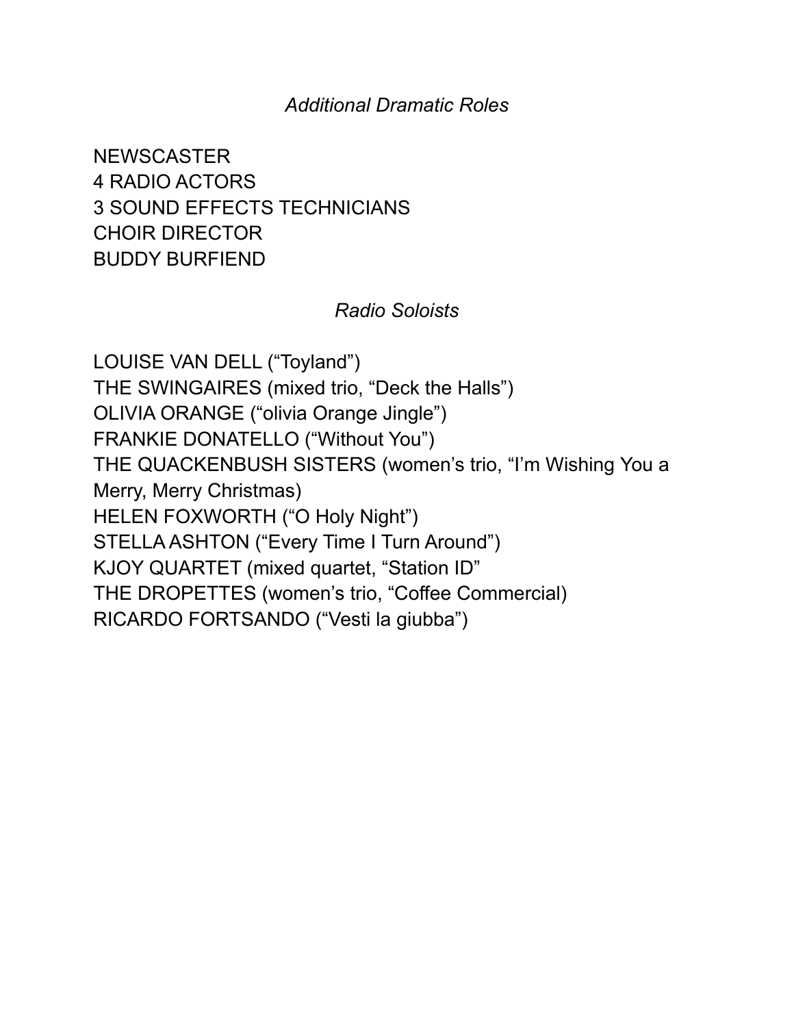*Additional Dramatic Roles*

NEWSCASTER
4 RADIO ACTORS
3 SOUND EFFECTS TECHNICIANS
CHOIR DIRECTOR
BUDDY BURFIEND

*Radio Soloists*

LOUISE VAN DELL (“Toyland”)
THE SWINGAIRES (mixed trio, “Deck the Halls”)
OLIVIA ORANGE (“olivia Orange Jingle”)
FRANKIE DONATELLO (“Without You”)
THE QUACKENBUSH SISTERS (women’s trio, “I’m Wishing You a Merry, Merry Christmas)
HELEN FOXWORTH (“O Holy Night”)
STELLA ASHTON (“Every Time I Turn Around”)
KJOY QUARTET (mixed quartet, “Station ID”
THE DROPETTES (women’s trio, “Coffee Commercial)
RICARDO FORTSANDO (“Vesti la giubba”)